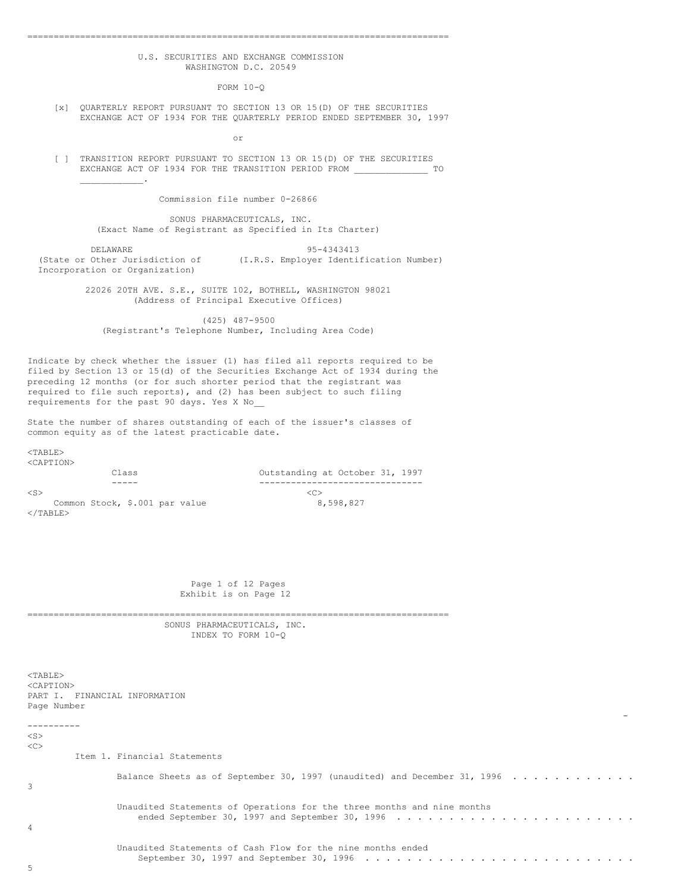U.S. SECURITIES AND EXCHANGE COMMISSION
WASHINGTON D.C. 20549

FORM 10-Q

[x] QUARTERLY REPORT PURSUANT TO SECTION 13 OR 15(D) OF THE SECURITIES EXCHANGE ACT OF 1934 FOR THE QUARTERLY PERIOD ENDED SEPTEMBER 30, 1997

or

[ ] TRANSITION REPORT PURSUANT TO SECTION 13 OR 15(D) OF THE SECURITIES EXCHANGE ACT OF 1934 FOR THE TRANSITION PERIOD FROM _____________ TO ____________.

Commission file number 0-26866

SONUS PHARMACEUTICALS, INC.
(Exact Name of Registrant as Specified in Its Charter)

| DELAWARE | 95-4343413 |
|---|---|
| (State or Other Jurisdiction of Incorporation or Organization) | (I.R.S. Employer Identification Number) |

22026 20TH AVE. S.E., SUITE 102, BOTHELL, WASHINGTON 98021
(Address of Principal Executive Offices)

(425) 487-9500
(Registrant's Telephone Number, Including Area Code)

Indicate by check whether the issuer (1) has filed all reports required to be filed by Section 13 or 15(d) of the Securities Exchange Act of 1934 during the preceding 12 months (or for such shorter period that the registrant was required to file such reports), and (2) has been subject to such filing requirements for the past 90 days. Yes X No__

State the number of shares outstanding of each of the issuer's classes of common equity as of the latest practicable date.

| Class | Outstanding at October 31, 1997 |
|---|---|
| Common Stock, $.001 par value | 8,598,827 |

Page 1 of 12 Pages
Exhibit is on Page 12

SONUS PHARMACEUTICALS, INC.
INDEX TO FORM 10-Q

| PART I. FINANCIAL INFORMATION | Page Number |
|---|---|
| Item 1. Financial Statements | |
| Balance Sheets as of September 30, 1997 (unaudited) and December 31, 1996 | 3 |
| Unaudited Statements of Operations for the three months and nine months ended September 30, 1997 and September 30, 1996 | 4 |
| Unaudited Statements of Cash Flow for the nine months ended September 30, 1997 and September 30, 1996 | 5 |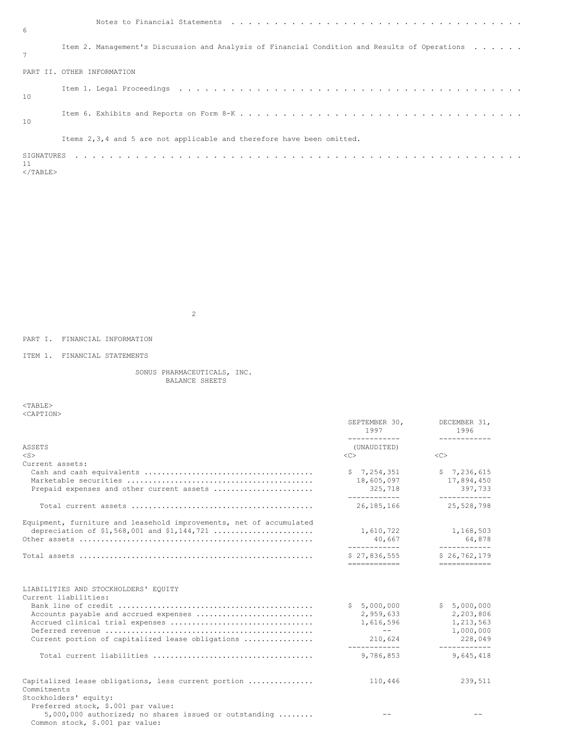| | |
|---|---|
| Notes to Financial Statements | 6 |
| Item 2. Management's Discussion and Analysis of Financial Condition and Results of Operations | 7 |
| PART II. OTHER INFORMATION | |
| Item 1. Legal Proceedings | 10 |
| Item 6. Exhibits and Reports on Form 8-K | 10 |
| Items 2,3,4 and 5 are not applicable and therefore have been omitted. | |
| SIGNATURES | 11 |

PART I. FINANCIAL INFORMATION

ITEM 1. FINANCIAL STATEMENTS

SONUS PHARMACEUTICALS, INC.
BALANCE SHEETS

| | SEPTEMBER 30, 1997 | DECEMBER 31, 1996 |
|---|---|---|
| ASSETS | (UNAUDITED) | |
| Current assets: | | |
| Cash and cash equivalents | $ 7,254,351 | $ 7,236,615 |
| Marketable securities | 18,605,097 | 17,894,450 |
| Prepaid expenses and other current assets | 325,718 | 397,733 |
| Total current assets | 26,185,166 | 25,528,798 |
| Equipment, furniture and leasehold improvements, net of accumulated depreciation of $1,568,001 and $1,144,721 | 1,610,722 | 1,168,503 |
| Other assets | 40,667 | 64,878 |
| Total assets | $ 27,836,555 | $ 26,762,179 |
| LIABILITIES AND STOCKHOLDERS' EQUITY | | |
| Current liabilities: | | |
| Bank line of credit | $ 5,000,000 | $ 5,000,000 |
| Accounts payable and accrued expenses | 2,959,633 | 2,203,806 |
| Accrued clinical trial expenses | 1,616,596 | 1,213,563 |
| Deferred revenue | -- | 1,000,000 |
| Current portion of capitalized lease obligations | 210,624 | 228,049 |
| Total current liabilities | 9,786,853 | 9,645,418 |
| Capitalized lease obligations, less current portion | 110,446 | 239,511 |
| Commitments | | |
| Stockholders' equity: | | |
| Preferred stock, $.001 par value: 5,000,000 authorized; no shares issued or outstanding | -- | -- |
| Common stock, $.001 par value: | | |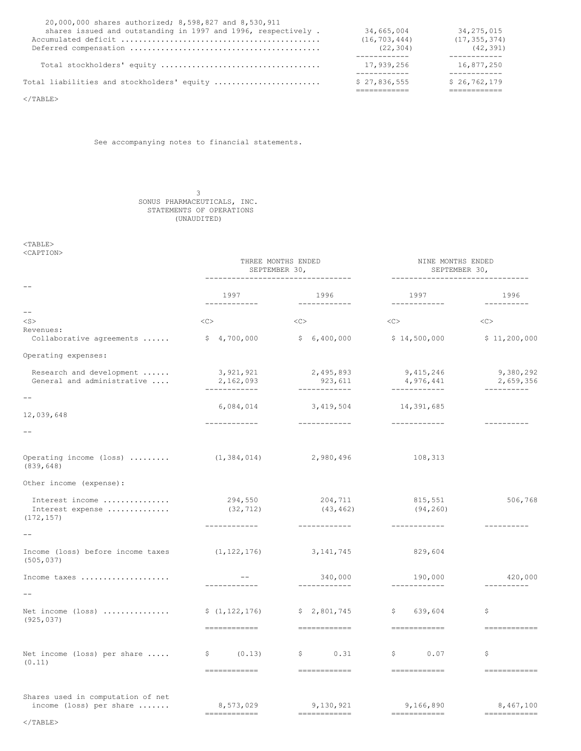| | 1997 | 1996 |
|---|---|---|
| 20,000,000 shares authorized; 8,598,827 and 8,530,911 shares issued and outstanding in 1997 and 1996, respectively . | 34,665,004 | 34,275,015 |
| Accumulated deficit ........................................ | (16,703,444) | (17,355,374) |
| Deferred compensation ...................................... | (22,304) | (42,391) |
| Total stockholders' equity ................................. | 17,939,256 | 16,877,250 |
| Total liabilities and stockholders' equity ...................... | $ 27,836,555 | $ 26,762,179 |

See accompanying notes to financial statements.

# SONUS PHARMACEUTICALS, INC.
## STATEMENTS OF OPERATIONS
### (UNAUDITED)

| | THREE MONTHS ENDED SEPTEMBER 30, | | NINE MONTHS ENDED SEPTEMBER 30, | |
|---|---|---|---|---|
| | 1997 | 1996 | 1997 | 1996 |
| Revenues: | | | | |
| Collaborative agreements ...... | $ 4,700,000 | $ 6,400,000 | $ 14,500,000 | $ 11,200,000 |
| Operating expenses: | | | | |
| Research and development ...... | 3,921,921 | 2,495,893 | 9,415,246 | 9,380,292 |
| General and administrative .... | 2,162,093 | 923,611 | 4,976,441 | 2,659,356 |
| | 6,084,014 | 3,419,504 | 14,391,685 | 12,039,648 |
| Operating income (loss) ......... | (1,384,014) | 2,980,496 | 108,313 | (839,648) |
| Other income (expense): | | | | |
| Interest income .............. | 294,550 | 204,711 | 815,551 | 506,768 |
| Interest expense ............. | (32,712) | (43,462) | (94,260) | (172,157) |
| Income (loss) before income taxes | (1,122,176) | 3,141,745 | 829,604 | (505,037) |
| Income taxes ................... | -- | 340,000 | 190,000 | 420,000 |
| Net income (loss) .............. | $ (1,122,176) | $ 2,801,745 | $ 639,604 | $ (925,037) |
| Net income (loss) per share ..... | $ (0.13) | $ 0.31 | $ 0.07 | $ (0.11) |
| Shares used in computation of net income (loss) per share ....... | 8,573,029 | 9,130,921 | 9,166,890 | 8,467,100 |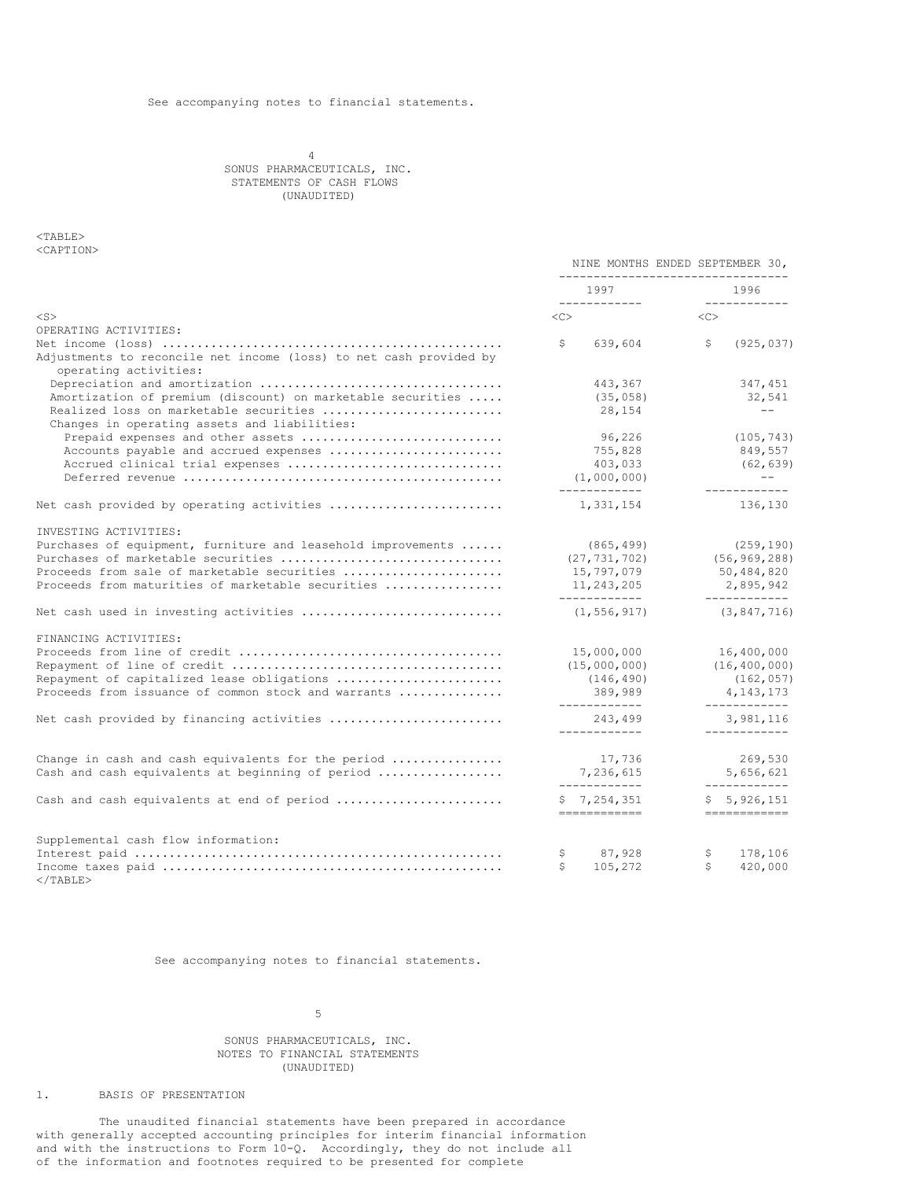See accompanying notes to financial statements.

SONUS PHARMACEUTICALS, INC.
STATEMENTS OF CASH FLOWS
(UNAUDITED)

| | NINE MONTHS ENDED SEPTEMBER 30, | |
|---|---|---|
| | 1997 | 1996 |
| OPERATING ACTIVITIES: | | |
| Net income (loss) | $ 639,604 | $ (925,037) |
| Adjustments to reconcile net income (loss) to net cash provided by operating activities: | | |
| Depreciation and amortization | 443,367 | 347,451 |
| Amortization of premium (discount) on marketable securities | (35,058) | 32,541 |
| Realized loss on marketable securities | 28,154 | -- |
| Changes in operating assets and liabilities: | | |
| Prepaid expenses and other assets | 96,226 | (105,743) |
| Accounts payable and accrued expenses | 755,828 | 849,557 |
| Accrued clinical trial expenses | 403,033 | (62,639) |
| Deferred revenue | (1,000,000) | -- |
| Net cash provided by operating activities | 1,331,154 | 136,130 |
| INVESTING ACTIVITIES: | | |
| Purchases of equipment, furniture and leasehold improvements | (865,499) | (259,190) |
| Purchases of marketable securities | (27,731,702) | (56,969,288) |
| Proceeds from sale of marketable securities | 15,797,079 | 50,484,820 |
| Proceeds from maturities of marketable securities | 11,243,205 | 2,895,942 |
| Net cash used in investing activities | (1,556,917) | (3,847,716) |
| FINANCING ACTIVITIES: | | |
| Proceeds from line of credit | 15,000,000 | 16,400,000 |
| Repayment of line of credit | (15,000,000) | (16,400,000) |
| Repayment of capitalized lease obligations | (146,490) | (162,057) |
| Proceeds from issuance of common stock and warrants | 389,989 | 4,143,173 |
| Net cash provided by financing activities | 243,499 | 3,981,116 |
| Change in cash and cash equivalents for the period | 17,736 | 269,530 |
| Cash and cash equivalents at beginning of period | 7,236,615 | 5,656,621 |
| Cash and cash equivalents at end of period | $ 7,254,351 | $ 5,926,151 |
| Supplemental cash flow information: | | |
| Interest paid | $ 87,928 | $ 178,106 |
| Income taxes paid | $ 105,272 | $ 420,000 |

See accompanying notes to financial statements.

SONUS PHARMACEUTICALS, INC.
NOTES TO FINANCIAL STATEMENTS
(UNAUDITED)

1. BASIS OF PRESENTATION

The unaudited financial statements have been prepared in accordance with generally accepted accounting principles for interim financial information and with the instructions to Form 10-Q. Accordingly, they do not include all of the information and footnotes required to be presented for complete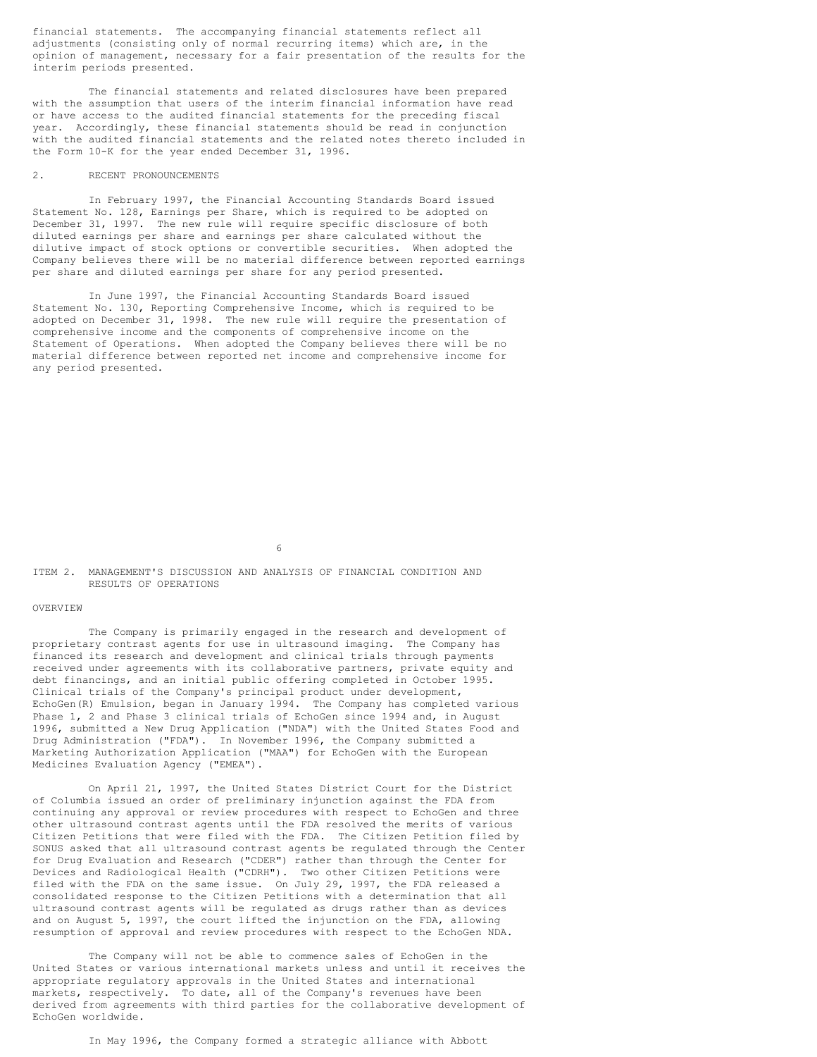financial statements. The accompanying financial statements reflect all adjustments (consisting only of normal recurring items) which are, in the opinion of management, necessary for a fair presentation of the results for the interim periods presented.

The financial statements and related disclosures have been prepared with the assumption that users of the interim financial information have read or have access to the audited financial statements for the preceding fiscal year. Accordingly, these financial statements should be read in conjunction with the audited financial statements and the related notes thereto included in the Form 10-K for the year ended December 31, 1996.

## 2. RECENT PRONOUNCEMENTS

In February 1997, the Financial Accounting Standards Board issued Statement No. 128, Earnings per Share, which is required to be adopted on December 31, 1997. The new rule will require specific disclosure of both diluted earnings per share and earnings per share calculated without the dilutive impact of stock options or convertible securities. When adopted the Company believes there will be no material difference between reported earnings per share and diluted earnings per share for any period presented.

In June 1997, the Financial Accounting Standards Board issued Statement No. 130, Reporting Comprehensive Income, which is required to be adopted on December 31, 1998. The new rule will require the presentation of comprehensive income and the components of comprehensive income on the Statement of Operations. When adopted the Company believes there will be no material difference between reported net income and comprehensive income for any period presented.

## ITEM 2. MANAGEMENT'S DISCUSSION AND ANALYSIS OF FINANCIAL CONDITION AND RESULTS OF OPERATIONS

### OVERVIEW

The Company is primarily engaged in the research and development of proprietary contrast agents for use in ultrasound imaging. The Company has financed its research and development and clinical trials through payments received under agreements with its collaborative partners, private equity and debt financings, and an initial public offering completed in October 1995. Clinical trials of the Company's principal product under development, EchoGen(R) Emulsion, began in January 1994. The Company has completed various Phase 1, 2 and Phase 3 clinical trials of EchoGen since 1994 and, in August 1996, submitted a New Drug Application ("NDA") with the United States Food and Drug Administration ("FDA"). In November 1996, the Company submitted a Marketing Authorization Application ("MAA") for EchoGen with the European Medicines Evaluation Agency ("EMEA").

On April 21, 1997, the United States District Court for the District of Columbia issued an order of preliminary injunction against the FDA from continuing any approval or review procedures with respect to EchoGen and three other ultrasound contrast agents until the FDA resolved the merits of various Citizen Petitions that were filed with the FDA. The Citizen Petition filed by SONUS asked that all ultrasound contrast agents be regulated through the Center for Drug Evaluation and Research ("CDER") rather than through the Center for Devices and Radiological Health ("CDRH"). Two other Citizen Petitions were filed with the FDA on the same issue. On July 29, 1997, the FDA released a consolidated response to the Citizen Petitions with a determination that all ultrasound contrast agents will be regulated as drugs rather than as devices and on August 5, 1997, the court lifted the injunction on the FDA, allowing resumption of approval and review procedures with respect to the EchoGen NDA.

The Company will not be able to commence sales of EchoGen in the United States or various international markets unless and until it receives the appropriate regulatory approvals in the United States and international markets, respectively. To date, all of the Company's revenues have been derived from agreements with third parties for the collaborative development of EchoGen worldwide.

In May 1996, the Company formed a strategic alliance with Abbott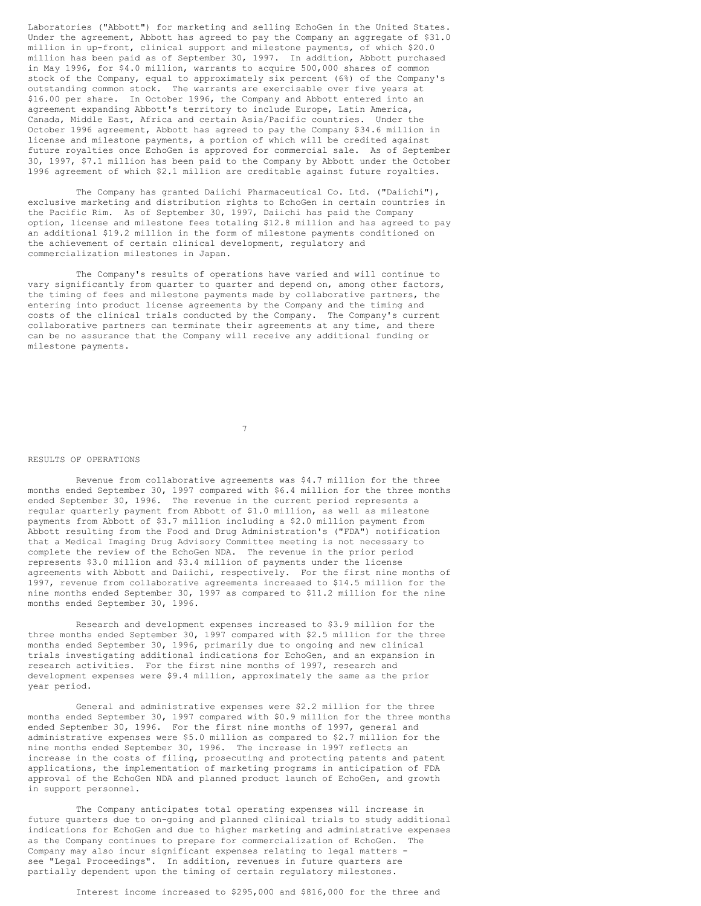Laboratories ("Abbott") for marketing and selling EchoGen in the United States. Under the agreement, Abbott has agreed to pay the Company an aggregate of $31.0 million in up-front, clinical support and milestone payments, of which $20.0 million has been paid as of September 30, 1997. In addition, Abbott purchased in May 1996, for $4.0 million, warrants to acquire 500,000 shares of common stock of the Company, equal to approximately six percent (6%) of the Company's outstanding common stock. The warrants are exercisable over five years at $16.00 per share. In October 1996, the Company and Abbott entered into an agreement expanding Abbott's territory to include Europe, Latin America, Canada, Middle East, Africa and certain Asia/Pacific countries. Under the October 1996 agreement, Abbott has agreed to pay the Company $34.6 million in license and milestone payments, a portion of which will be credited against future royalties once EchoGen is approved for commercial sale. As of September 30, 1997, $7.1 million has been paid to the Company by Abbott under the October 1996 agreement of which $2.1 million are creditable against future royalties.

The Company has granted Daiichi Pharmaceutical Co. Ltd. ("Daiichi"), exclusive marketing and distribution rights to EchoGen in certain countries in the Pacific Rim. As of September 30, 1997, Daiichi has paid the Company option, license and milestone fees totaling $12.8 million and has agreed to pay an additional $19.2 million in the form of milestone payments conditioned on the achievement of certain clinical development, regulatory and commercialization milestones in Japan.

The Company's results of operations have varied and will continue to vary significantly from quarter to quarter and depend on, among other factors, the timing of fees and milestone payments made by collaborative partners, the entering into product license agreements by the Company and the timing and costs of the clinical trials conducted by the Company. The Company's current collaborative partners can terminate their agreements at any time, and there can be no assurance that the Company will receive any additional funding or milestone payments.

## RESULTS OF OPERATIONS

Revenue from collaborative agreements was $4.7 million for the three months ended September 30, 1997 compared with $6.4 million for the three months ended September 30, 1996. The revenue in the current period represents a regular quarterly payment from Abbott of $1.0 million, as well as milestone payments from Abbott of $3.7 million including a $2.0 million payment from Abbott resulting from the Food and Drug Administration's ("FDA") notification that a Medical Imaging Drug Advisory Committee meeting is not necessary to complete the review of the EchoGen NDA. The revenue in the prior period represents $3.0 million and $3.4 million of payments under the license agreements with Abbott and Daiichi, respectively. For the first nine months of 1997, revenue from collaborative agreements increased to $14.5 million for the nine months ended September 30, 1997 as compared to $11.2 million for the nine months ended September 30, 1996.

Research and development expenses increased to $3.9 million for the three months ended September 30, 1997 compared with $2.5 million for the three months ended September 30, 1996, primarily due to ongoing and new clinical trials investigating additional indications for EchoGen, and an expansion in research activities. For the first nine months of 1997, research and development expenses were $9.4 million, approximately the same as the prior year period.

General and administrative expenses were $2.2 million for the three months ended September 30, 1997 compared with $0.9 million for the three months ended September 30, 1996. For the first nine months of 1997, general and administrative expenses were $5.0 million as compared to $2.7 million for the nine months ended September 30, 1996. The increase in 1997 reflects an increase in the costs of filing, prosecuting and protecting patents and patent applications, the implementation of marketing programs in anticipation of FDA approval of the EchoGen NDA and planned product launch of EchoGen, and growth in support personnel.

The Company anticipates total operating expenses will increase in future quarters due to on-going and planned clinical trials to study additional indications for EchoGen and due to higher marketing and administrative expenses as the Company continues to prepare for commercialization of EchoGen. The Company may also incur significant expenses relating to legal matters - see "Legal Proceedings". In addition, revenues in future quarters are partially dependent upon the timing of certain regulatory milestones.

Interest income increased to $295,000 and $816,000 for the three and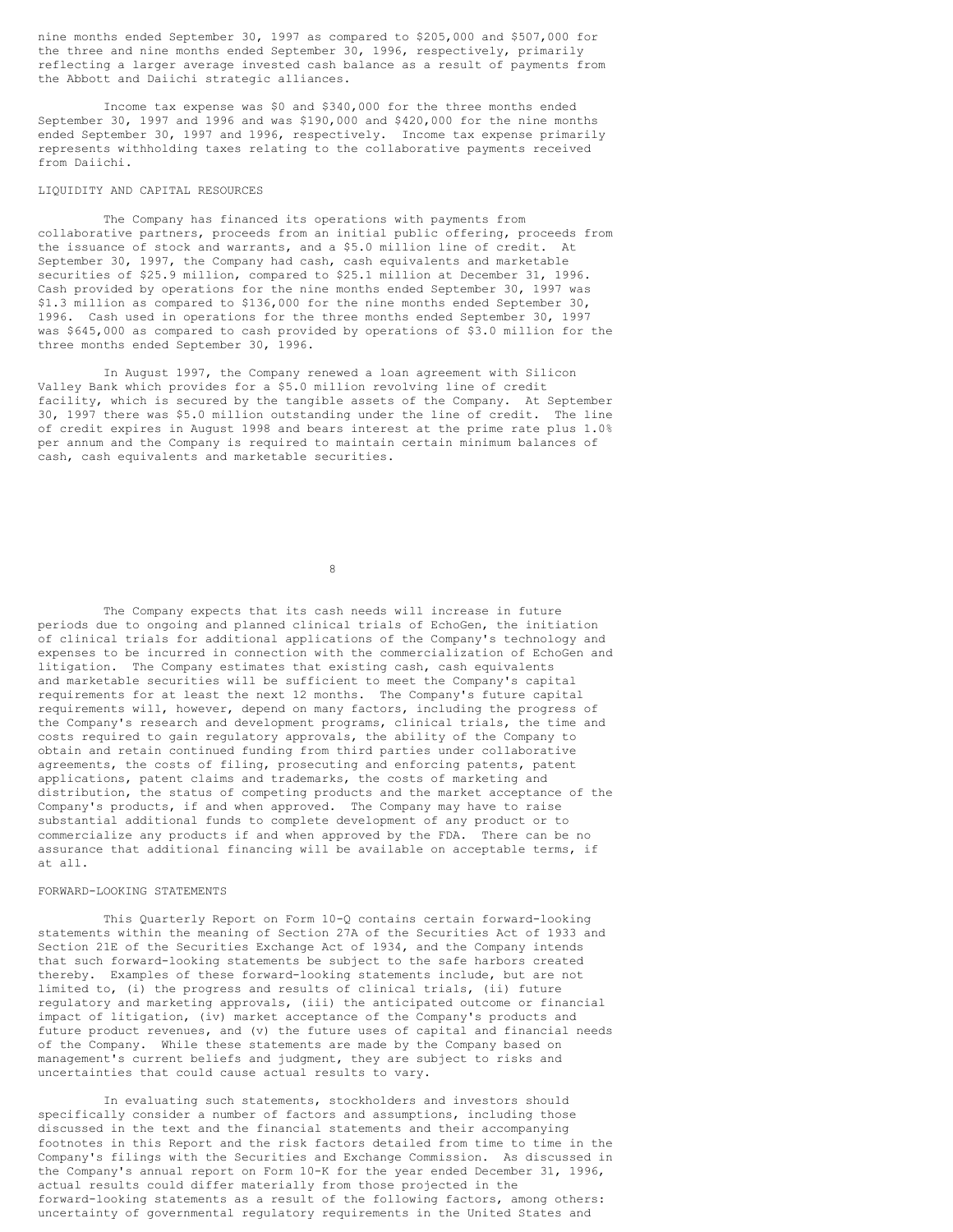nine months ended September 30, 1997 as compared to $205,000 and $507,000 for the three and nine months ended September 30, 1996, respectively, primarily reflecting a larger average invested cash balance as a result of payments from the Abbott and Daiichi strategic alliances.

Income tax expense was $0 and $340,000 for the three months ended September 30, 1997 and 1996 and was $190,000 and $420,000 for the nine months ended September 30, 1997 and 1996, respectively. Income tax expense primarily represents withholding taxes relating to the collaborative payments received from Daiichi.

## LIQUIDITY AND CAPITAL RESOURCES

The Company has financed its operations with payments from collaborative partners, proceeds from an initial public offering, proceeds from the issuance of stock and warrants, and a $5.0 million line of credit. At September 30, 1997, the Company had cash, cash equivalents and marketable securities of $25.9 million, compared to $25.1 million at December 31, 1996. Cash provided by operations for the nine months ended September 30, 1997 was $1.3 million as compared to $136,000 for the nine months ended September 30, 1996. Cash used in operations for the three months ended September 30, 1997 was $645,000 as compared to cash provided by operations of $3.0 million for the three months ended September 30, 1996.

In August 1997, the Company renewed a loan agreement with Silicon Valley Bank which provides for a $5.0 million revolving line of credit facility, which is secured by the tangible assets of the Company. At September 30, 1997 there was $5.0 million outstanding under the line of credit. The line of credit expires in August 1998 and bears interest at the prime rate plus 1.0% per annum and the Company is required to maintain certain minimum balances of cash, cash equivalents and marketable securities.

The Company expects that its cash needs will increase in future periods due to ongoing and planned clinical trials of EchoGen, the initiation of clinical trials for additional applications of the Company's technology and expenses to be incurred in connection with the commercialization of EchoGen and litigation. The Company estimates that existing cash, cash equivalents and marketable securities will be sufficient to meet the Company's capital requirements for at least the next 12 months. The Company's future capital requirements will, however, depend on many factors, including the progress of the Company's research and development programs, clinical trials, the time and costs required to gain regulatory approvals, the ability of the Company to obtain and retain continued funding from third parties under collaborative agreements, the costs of filing, prosecuting and enforcing patents, patent applications, patent claims and trademarks, the costs of marketing and distribution, the status of competing products and the market acceptance of the Company's products, if and when approved. The Company may have to raise substantial additional funds to complete development of any product or to commercialize any products if and when approved by the FDA. There can be no assurance that additional financing will be available on acceptable terms, if at all.

## FORWARD-LOOKING STATEMENTS

This Quarterly Report on Form 10-Q contains certain forward-looking statements within the meaning of Section 27A of the Securities Act of 1933 and Section 21E of the Securities Exchange Act of 1934, and the Company intends that such forward-looking statements be subject to the safe harbors created thereby. Examples of these forward-looking statements include, but are not limited to, (i) the progress and results of clinical trials, (ii) future regulatory and marketing approvals, (iii) the anticipated outcome or financial impact of litigation, (iv) market acceptance of the Company's products and future product revenues, and (v) the future uses of capital and financial needs of the Company. While these statements are made by the Company based on management's current beliefs and judgment, they are subject to risks and uncertainties that could cause actual results to vary.

In evaluating such statements, stockholders and investors should specifically consider a number of factors and assumptions, including those discussed in the text and the financial statements and their accompanying footnotes in this Report and the risk factors detailed from time to time in the Company's filings with the Securities and Exchange Commission. As discussed in the Company's annual report on Form 10-K for the year ended December 31, 1996, actual results could differ materially from those projected in the forward-looking statements as a result of the following factors, among others: uncertainty of governmental regulatory requirements in the United States and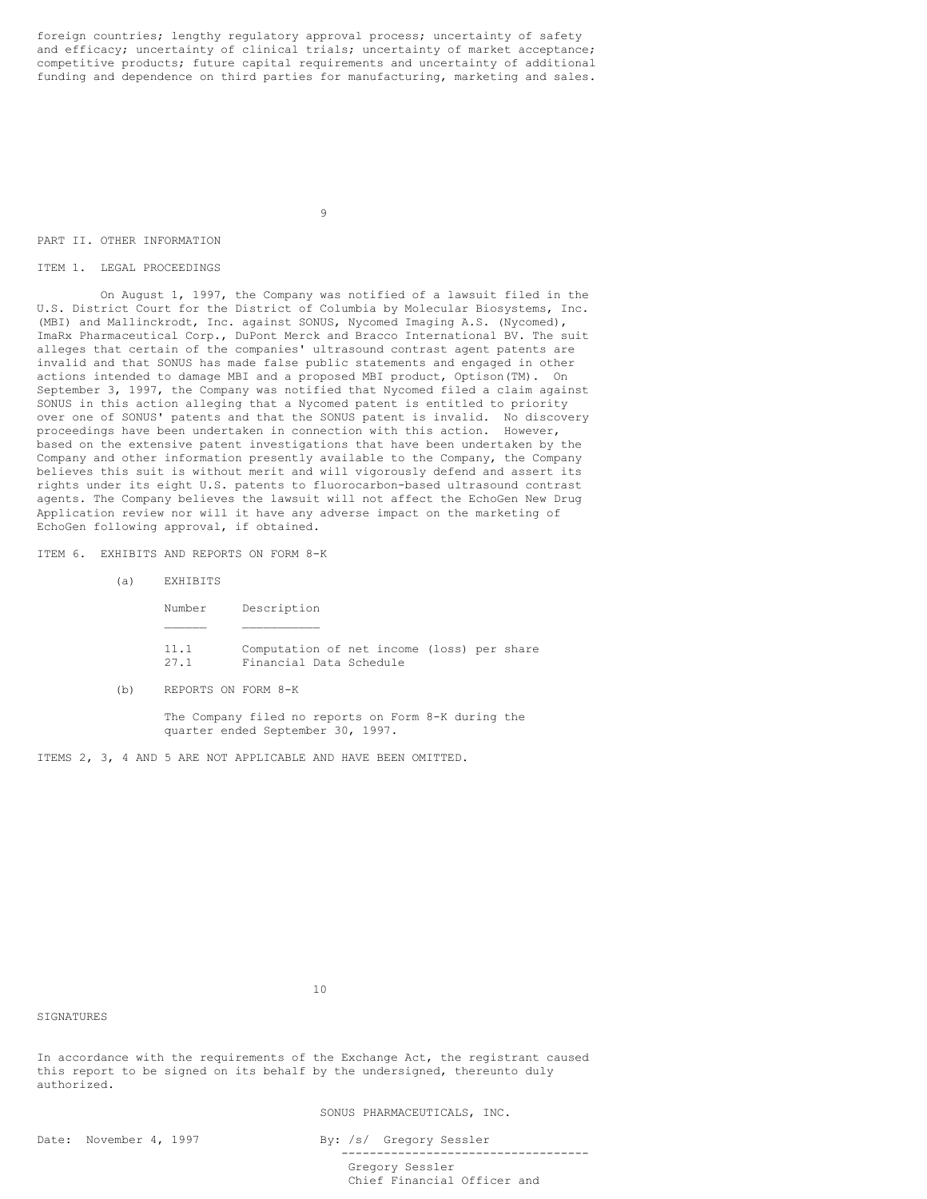foreign countries; lengthy regulatory approval process; uncertainty of safety and efficacy; uncertainty of clinical trials; uncertainty of market acceptance; competitive products; future capital requirements and uncertainty of additional funding and dependence on third parties for manufacturing, marketing and sales.

## PART II. OTHER INFORMATION

### ITEM 1. LEGAL PROCEEDINGS

On August 1, 1997, the Company was notified of a lawsuit filed in the U.S. District Court for the District of Columbia by Molecular Biosystems, Inc. (MBI) and Mallinckrodt, Inc. against SONUS, Nycomed Imaging A.S. (Nycomed), ImaRx Pharmaceutical Corp., DuPont Merck and Bracco International BV. The suit alleges that certain of the companies' ultrasound contrast agent patents are invalid and that SONUS has made false public statements and engaged in other actions intended to damage MBI and a proposed MBI product, Optison(TM). On September 3, 1997, the Company was notified that Nycomed filed a claim against SONUS in this action alleging that a Nycomed patent is entitled to priority over one of SONUS' patents and that the SONUS patent is invalid. No discovery proceedings have been undertaken in connection with this action. However, based on the extensive patent investigations that have been undertaken by the Company and other information presently available to the Company, the Company believes this suit is without merit and will vigorously defend and assert its rights under its eight U.S. patents to fluorocarbon-based ultrasound contrast agents. The Company believes the lawsuit will not affect the EchoGen New Drug Application review nor will it have any adverse impact on the marketing of EchoGen following approval, if obtained.

### ITEM 6. EXHIBITS AND REPORTS ON FORM 8-K

(a) EXHIBITS

| Number | Description |
|---|---|
| 11.1 | Computation of net income (loss) per share |
| 27.1 | Financial Data Schedule |

(b) REPORTS ON FORM 8-K

The Company filed no reports on Form 8-K during the quarter ended September 30, 1997.

ITEMS 2, 3, 4 AND 5 ARE NOT APPLICABLE AND HAVE BEEN OMITTED.

## SIGNATURES

In accordance with the requirements of the Exchange Act, the registrant caused this report to be signed on its behalf by the undersigned, thereunto duly authorized.

SONUS PHARMACEUTICALS, INC.

Date: November 4, 1997

By: /s/ Gregory Sessler

Gregory Sessler
Chief Financial Officer and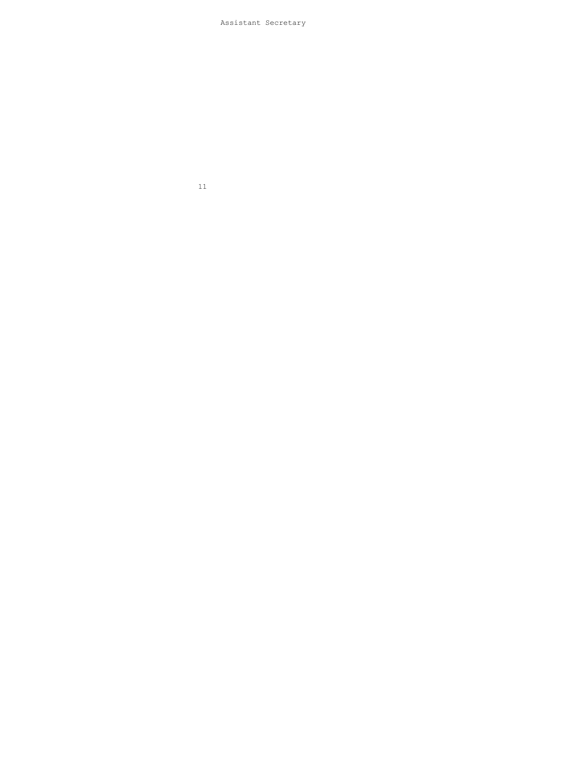Assistant Secretary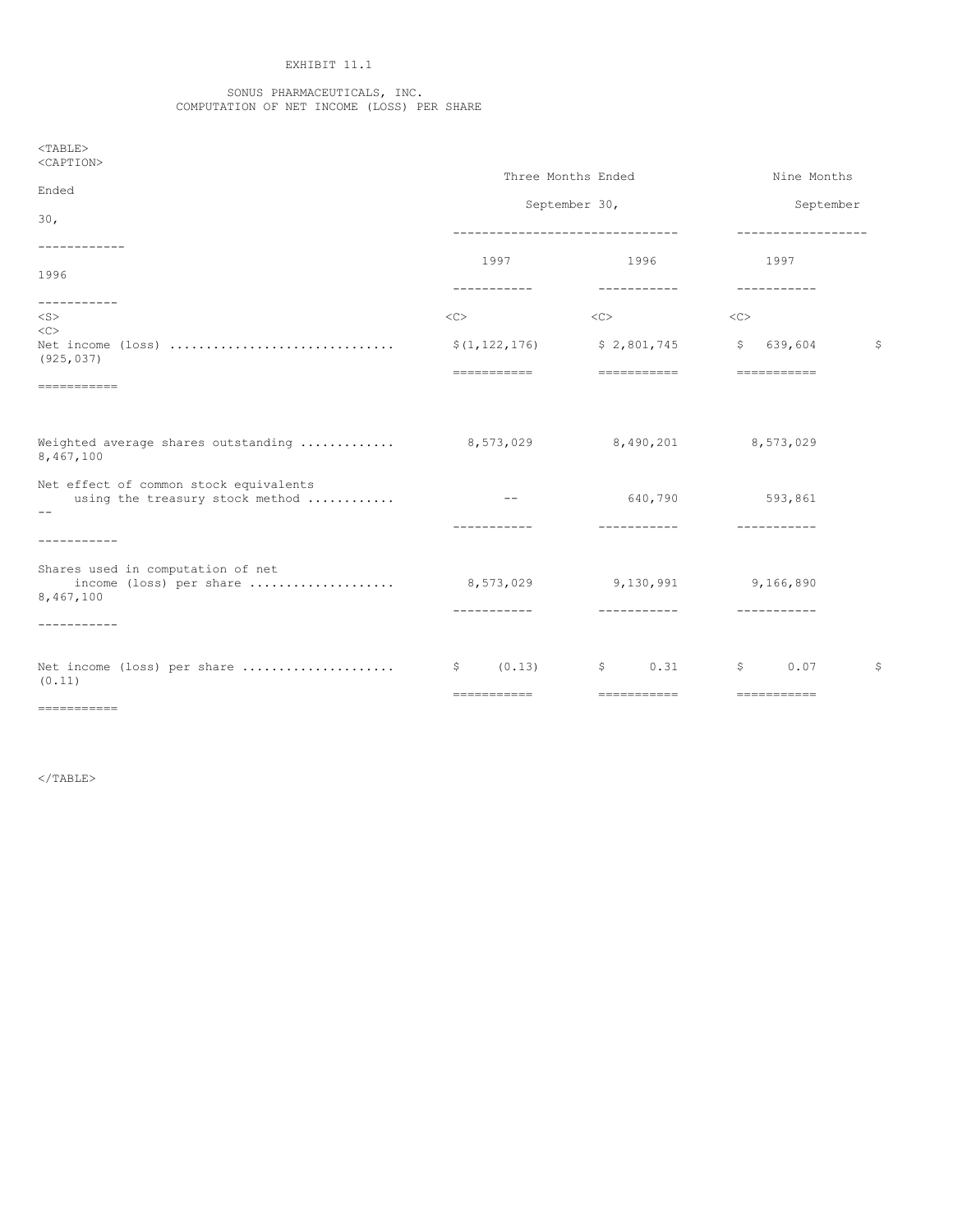EXHIBIT 11.1

SONUS PHARMACEUTICALS, INC.
COMPUTATION OF NET INCOME (LOSS) PER SHARE

| | Three Months Ended September 30, | | Nine Months Ended September 30, | |
|---|---|---|---|---|
| | 1997 | 1996 | 1997 | 1996 |
| Net income (loss) | $(1,122,176) | $ 2,801,745 | $ 639,604 | $ (925,037) |
| Weighted average shares outstanding | 8,573,029 | 8,490,201 | 8,573,029 | 8,467,100 |
| Net effect of common stock equivalents using the treasury stock method | -- | 640,790 | 593,861 | -- |
| Shares used in computation of net income (loss) per share | 8,573,029 | 9,130,991 | 9,166,890 | 8,467,100 |
| Net income (loss) per share | $ (0.13) | $ 0.31 | $ 0.07 | $ (0.11) |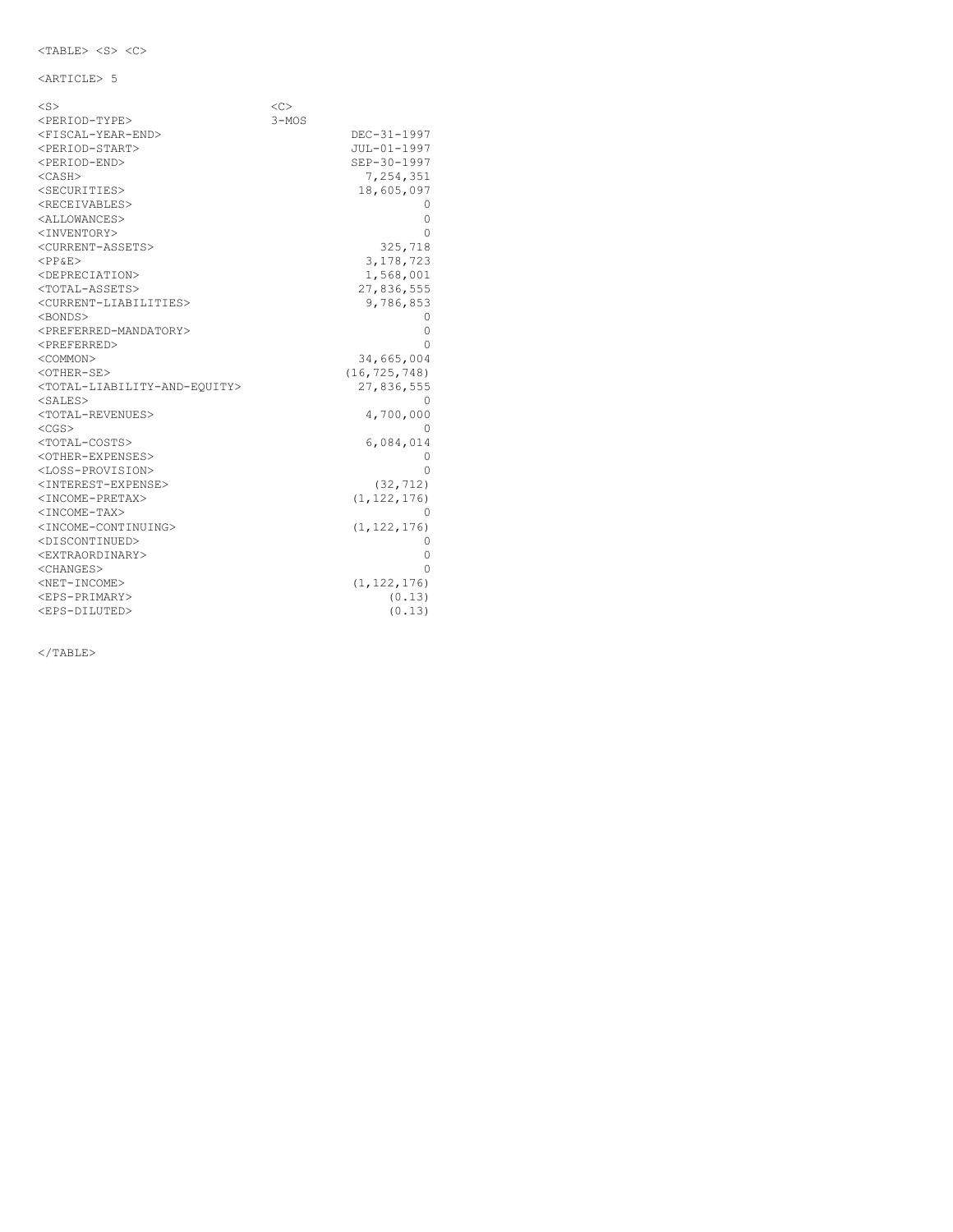<TABLE> <S> <C>

<ARTICLE> 5

| <S> | <C> |
|---|---|
| <PERIOD-TYPE> | 3-MOS |
| <FISCAL-YEAR-END> | DEC-31-1997 |
| <PERIOD-START> | JUL-01-1997 |
| <PERIOD-END> | SEP-30-1997 |
| <CASH> | 7,254,351 |
| <SECURITIES> | 18,605,097 |
| <RECEIVABLES> | 0 |
| <ALLOWANCES> | 0 |
| <INVENTORY> | 0 |
| <CURRENT-ASSETS> | 325,718 |
| <PP&E> | 3,178,723 |
| <DEPRECIATION> | 1,568,001 |
| <TOTAL-ASSETS> | 27,836,555 |
| <CURRENT-LIABILITIES> | 9,786,853 |
| <BONDS> | 0 |
| <PREFERRED-MANDATORY> | 0 |
| <PREFERRED> | 0 |
| <COMMON> | 34,665,004 |
| <OTHER-SE> | (16,725,748) |
| <TOTAL-LIABILITY-AND-EQUITY> | 27,836,555 |
| <SALES> | 0 |
| <TOTAL-REVENUES> | 4,700,000 |
| <CGS> | 0 |
| <TOTAL-COSTS> | 6,084,014 |
| <OTHER-EXPENSES> | 0 |
| <LOSS-PROVISION> | 0 |
| <INTEREST-EXPENSE> | (32,712) |
| <INCOME-PRETAX> | (1,122,176) |
| <INCOME-TAX> | 0 |
| <INCOME-CONTINUING> | (1,122,176) |
| <DISCONTINUED> | 0 |
| <EXTRAORDINARY> | 0 |
| <CHANGES> | 0 |
| <NET-INCOME> | (1,122,176) |
| <EPS-PRIMARY> | (0.13) |
| <EPS-DILUTED> | (0.13) |

</TABLE>